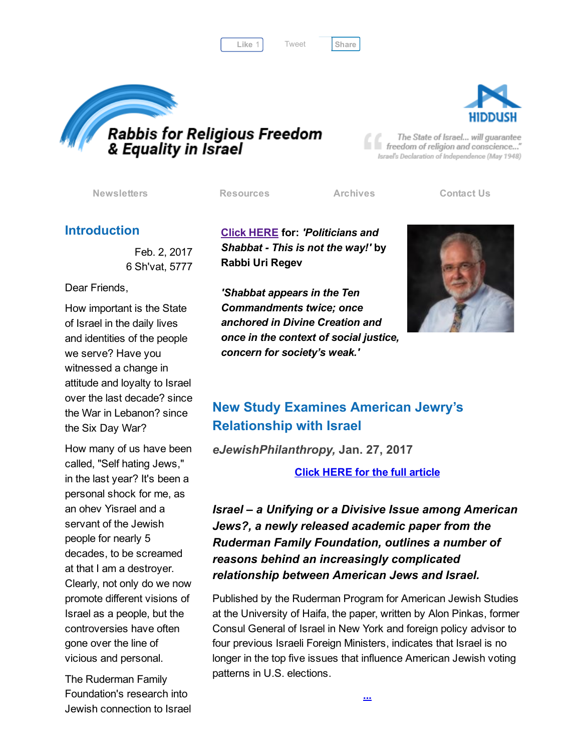Like 1 Tweet Share

# Rabbis for Religious Freedom & Equality in Israel

HIDDUSH

"The State of Israel... will guarantee freedom of religion and conscience..."
Israel's Declaration of Independence (May 1948)

Newsletters | Resources | Archives | Contact Us

## Introduction

Feb. 2, 2017
6 Sh'vat, 5777

Dear Friends,

How important is the State of Israel in the daily lives and identities of the people we serve? Have you witnessed a change in attitude and loyalty to Israel over the last decade? since the War in Lebanon? since the Six Day War?

How many of us have been called, "Self hating Jews," in the last year? It's been a personal shock for me, as an ohev Yisrael and a servant of the Jewish people for nearly 5 decades, to be screamed at that I am a destroyer. Clearly, not only do we now promote different visions of Israel as a people, but the controversies have often gone over the line of vicious and personal.

The Ruderman Family Foundation's research into Jewish connection to Israel

**Click HERE for: *'Politicians and Shabbat - This is not the way!'* by Rabbi Uri Regev**

***'Shabbat appears in the Ten Commandments twice; once anchored in Divine Creation and once in the context of social justice, concern for society's weak.'***

## New Study Examines American Jewry's Relationship with Israel

***eJewishPhilanthropy*, Jan. 27, 2017**

**Click HERE for the full article**

***Israel – a Unifying or a Divisive Issue among American Jews?, a newly released academic paper from the Ruderman Family Foundation, outlines a number of reasons behind an increasingly complicated relationship between American Jews and Israel.***

Published by the Ruderman Program for American Jewish Studies at the University of Haifa, the paper, written by Alon Pinkas, former Consul General of Israel in New York and foreign policy advisor to four previous Israeli Foreign Ministers, indicates that Israel is no longer in the top five issues that influence American Jewish voting patterns in U.S. elections.

...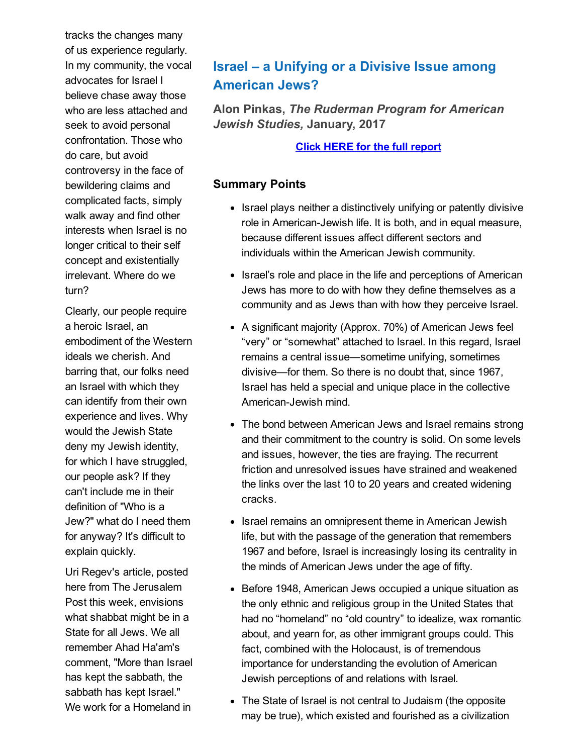tracks the changes many of us experience regularly. In my community, the vocal advocates for Israel I believe chase away those who are less attached and seek to avoid personal confrontation. Those who do care, but avoid controversy in the face of bewildering claims and complicated facts, simply walk away and find other interests when Israel is no longer critical to their self concept and existentially irrelevant. Where do we turn?

Clearly, our people require a heroic Israel, an embodiment of the Western ideals we cherish. And barring that, our folks need an Israel with which they can identify from their own experience and lives. Why would the Jewish State deny my Jewish identity, for which I have struggled, our people ask? If they can't include me in their definition of "Who is a Jew?" what do I need them for anyway? It's difficult to explain quickly.

Uri Regev's article, posted here from The Jerusalem Post this week, envisions what shabbat might be in a State for all Jews. We all remember Ahad Ha'am's comment, "More than Israel has kept the sabbath, the sabbath has kept Israel." We work for a Homeland in

## Israel – a Unifying or a Divisive Issue among American Jews?

**Alon Pinkas, *The Ruderman Program for American Jewish Studies,* January, 2017**

[Click HERE for the full report]

### Summary Points

- Israel plays neither a distinctively unifying or patently divisive role in American-Jewish life. It is both, and in equal measure, because different issues affect different sectors and individuals within the American Jewish community.
- Israel's role and place in the life and perceptions of American Jews has more to do with how they define themselves as a community and as Jews than with how they perceive Israel.
- A significant majority (Approx. 70%) of American Jews feel "very" or "somewhat" attached to Israel. In this regard, Israel remains a central issue—sometime unifying, sometimes divisive—for them. So there is no doubt that, since 1967, Israel has held a special and unique place in the collective American-Jewish mind.
- The bond between American Jews and Israel remains strong and their commitment to the country is solid. On some levels and issues, however, the ties are fraying. The recurrent friction and unresolved issues have strained and weakened the links over the last 10 to 20 years and created widening cracks.
- Israel remains an omnipresent theme in American Jewish life, but with the passage of the generation that remembers 1967 and before, Israel is increasingly losing its centrality in the minds of American Jews under the age of fifty.
- Before 1948, American Jews occupied a unique situation as the only ethnic and religious group in the United States that had no "homeland" no "old country" to idealize, wax romantic about, and yearn for, as other immigrant groups could. This fact, combined with the Holocaust, is of tremendous importance for understanding the evolution of American Jewish perceptions of and relations with Israel.
- The State of Israel is not central to Judaism (the opposite may be true), which existed and fourished as a civilization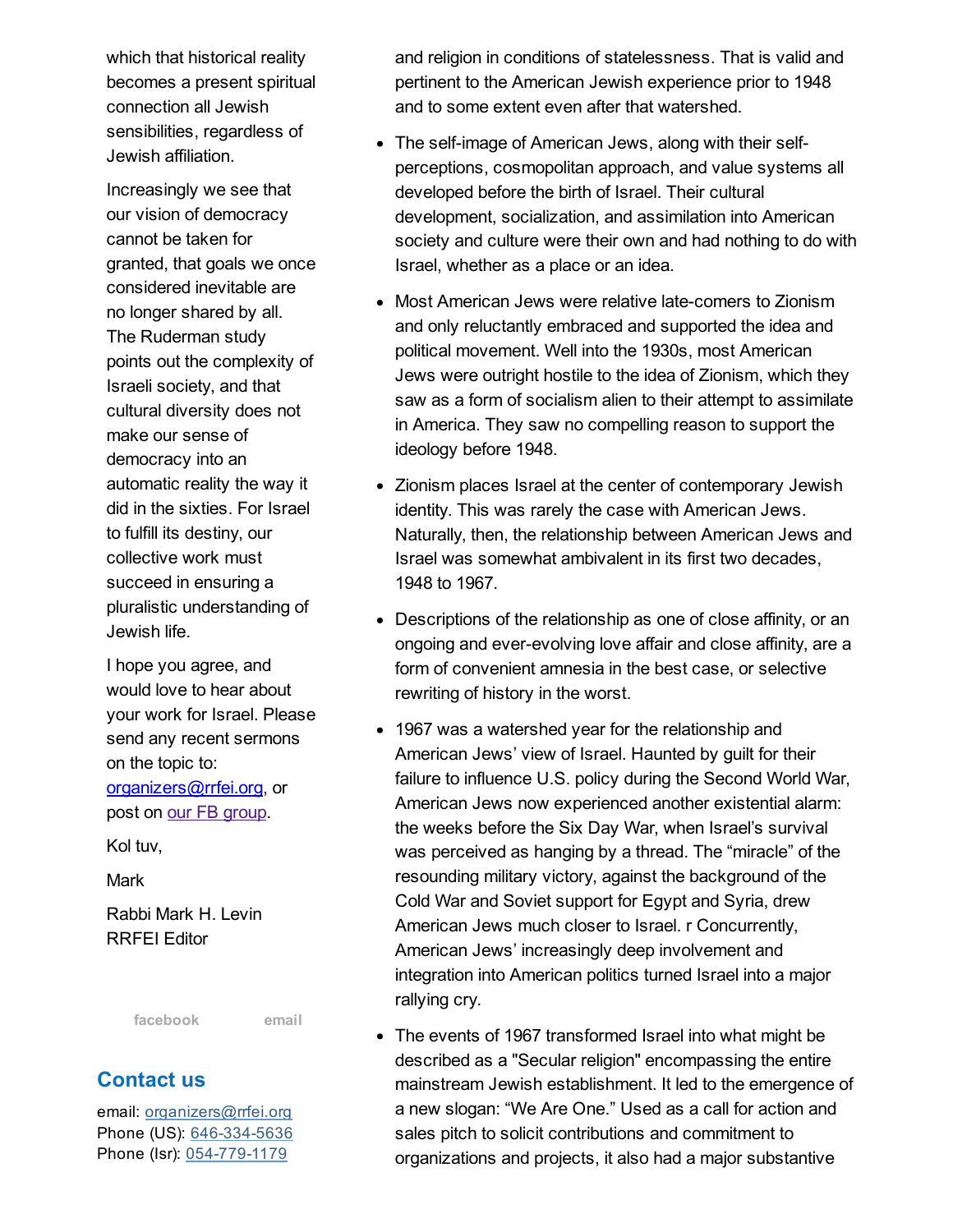which that historical reality becomes a present spiritual connection all Jewish sensibilities, regardless of Jewish affiliation.

Increasingly we see that our vision of democracy cannot be taken for granted, that goals we once considered inevitable are no longer shared by all. The Ruderman study points out the complexity of Israeli society, and that cultural diversity does not make our sense of democracy into an automatic reality the way it did in the sixties. For Israel to fulfill its destiny, our collective work must succeed in ensuring a pluralistic understanding of Jewish life.

I hope you agree, and would love to hear about your work for Israel. Please send any recent sermons on the topic to: organizers@rrfei.org, or post on our FB group.

Kol tuv,

Mark

Rabbi Mark H. Levin
RRFEI Editor

facebook email

## Contact us

email: organizers@rrfei.org
Phone (US): 646-334-5636
Phone (Isr): 054-779-1179

and religion in conditions of statelessness. That is valid and pertinent to the American Jewish experience prior to 1948 and to some extent even after that watershed.

- The self-image of American Jews, along with their self-perceptions, cosmopolitan approach, and value systems all developed before the birth of Israel. Their cultural development, socialization, and assimilation into American society and culture were their own and had nothing to do with Israel, whether as a place or an idea.
- Most American Jews were relative late-comers to Zionism and only reluctantly embraced and supported the idea and political movement. Well into the 1930s, most American Jews were outright hostile to the idea of Zionism, which they saw as a form of socialism alien to their attempt to assimilate in America. They saw no compelling reason to support the ideology before 1948.
- Zionism places Israel at the center of contemporary Jewish identity. This was rarely the case with American Jews. Naturally, then, the relationship between American Jews and Israel was somewhat ambivalent in its first two decades, 1948 to 1967.
- Descriptions of the relationship as one of close affinity, or an ongoing and ever-evolving love affair and close affinity, are a form of convenient amnesia in the best case, or selective rewriting of history in the worst.
- 1967 was a watershed year for the relationship and American Jews' view of Israel. Haunted by guilt for their failure to influence U.S. policy during the Second World War, American Jews now experienced another existential alarm: the weeks before the Six Day War, when Israel's survival was perceived as hanging by a thread. The "miracle" of the resounding military victory, against the background of the Cold War and Soviet support for Egypt and Syria, drew American Jews much closer to Israel. r Concurrently, American Jews' increasingly deep involvement and integration into American politics turned Israel into a major rallying cry.
- The events of 1967 transformed Israel into what might be described as a "Secular religion" encompassing the entire mainstream Jewish establishment. It led to the emergence of a new slogan: "We Are One." Used as a call for action and sales pitch to solicit contributions and commitment to organizations and projects, it also had a major substantive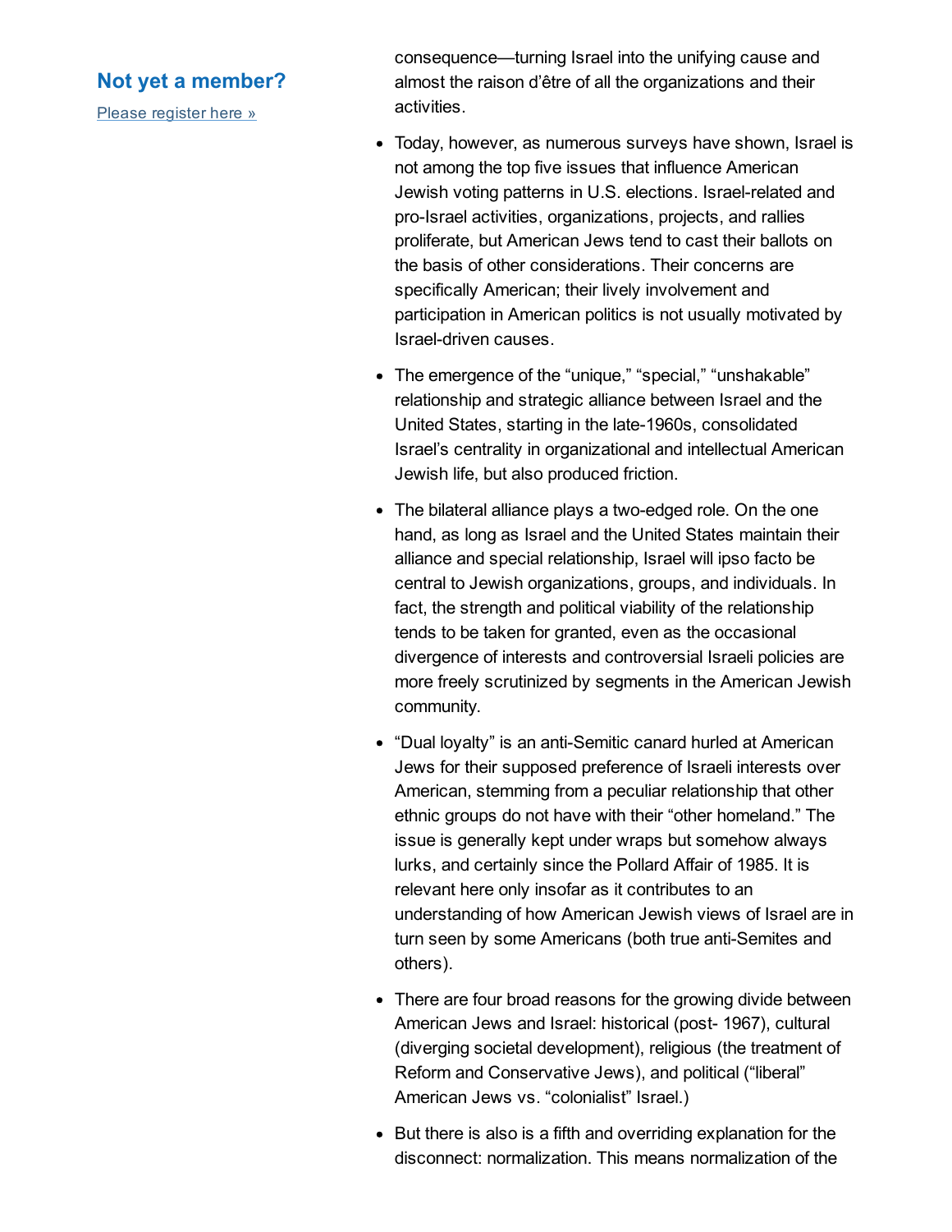## Not yet a member?

Please register here »

consequence—turning Israel into the unifying cause and almost the raison d'être of all the organizations and their activities.

- Today, however, as numerous surveys have shown, Israel is not among the top five issues that influence American Jewish voting patterns in U.S. elections. Israel-related and pro-Israel activities, organizations, projects, and rallies proliferate, but American Jews tend to cast their ballots on the basis of other considerations. Their concerns are specifically American; their lively involvement and participation in American politics is not usually motivated by Israel-driven causes.

- The emergence of the "unique," "special," "unshakable" relationship and strategic alliance between Israel and the United States, starting in the late-1960s, consolidated Israel's centrality in organizational and intellectual American Jewish life, but also produced friction.

- The bilateral alliance plays a two-edged role. On the one hand, as long as Israel and the United States maintain their alliance and special relationship, Israel will ipso facto be central to Jewish organizations, groups, and individuals. In fact, the strength and political viability of the relationship tends to be taken for granted, even as the occasional divergence of interests and controversial Israeli policies are more freely scrutinized by segments in the American Jewish community.

- "Dual loyalty" is an anti-Semitic canard hurled at American Jews for their supposed preference of Israeli interests over American, stemming from a peculiar relationship that other ethnic groups do not have with their "other homeland." The issue is generally kept under wraps but somehow always lurks, and certainly since the Pollard Affair of 1985. It is relevant here only insofar as it contributes to an understanding of how American Jewish views of Israel are in turn seen by some Americans (both true anti-Semites and others).

- There are four broad reasons for the growing divide between American Jews and Israel: historical (post- 1967), cultural (diverging societal development), religious (the treatment of Reform and Conservative Jews), and political ("liberal" American Jews vs. "colonialist" Israel.)

- But there is also is a fifth and overriding explanation for the disconnect: normalization. This means normalization of the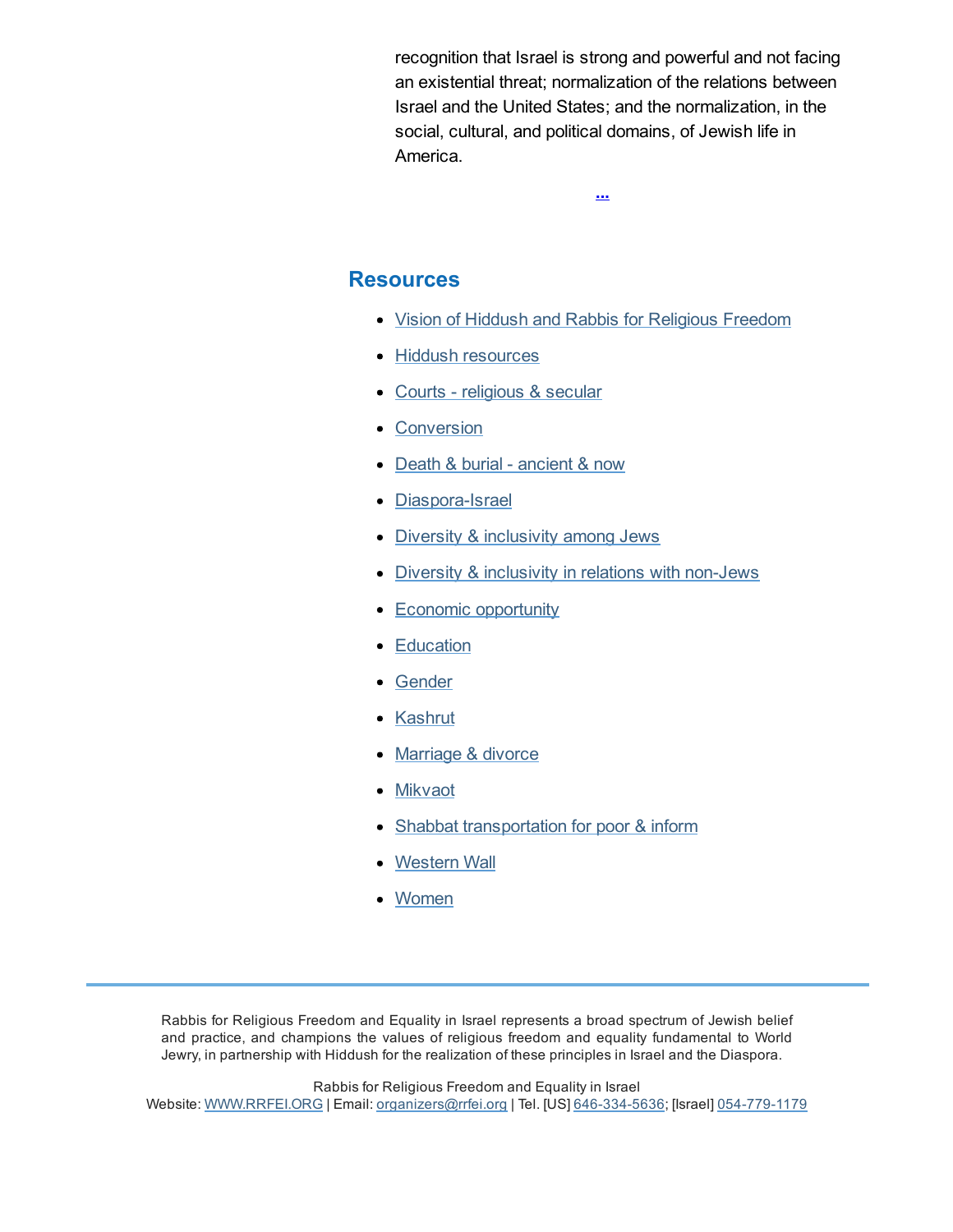recognition that Israel is strong and powerful and not facing an existential threat; normalization of the relations between Israel and the United States; and the normalization, in the social, cultural, and political domains, of Jewish life in America.

...

## Resources

- Vision of Hiddush and Rabbis for Religious Freedom
- Hiddush resources
- Courts - religious & secular
- Conversion
- Death & burial - ancient & now
- Diaspora-Israel
- Diversity & inclusivity among Jews
- Diversity & inclusivity in relations with non-Jews
- Economic opportunity
- Education
- Gender
- Kashrut
- Marriage & divorce
- Mikvaot
- Shabbat transportation for poor & inform
- Western Wall
- Women

---

Rabbis for Religious Freedom and Equality in Israel represents a broad spectrum of Jewish belief and practice, and champions the values of religious freedom and equality fundamental to World Jewry, in partnership with Hiddush for the realization of these principles in Israel and the Diaspora.

Rabbis for Religious Freedom and Equality in Israel
Website: WWW.RRFEI.ORG | Email: organizers@rrfei.org | Tel. [US] 646-334-5636; [Israel] 054-779-1179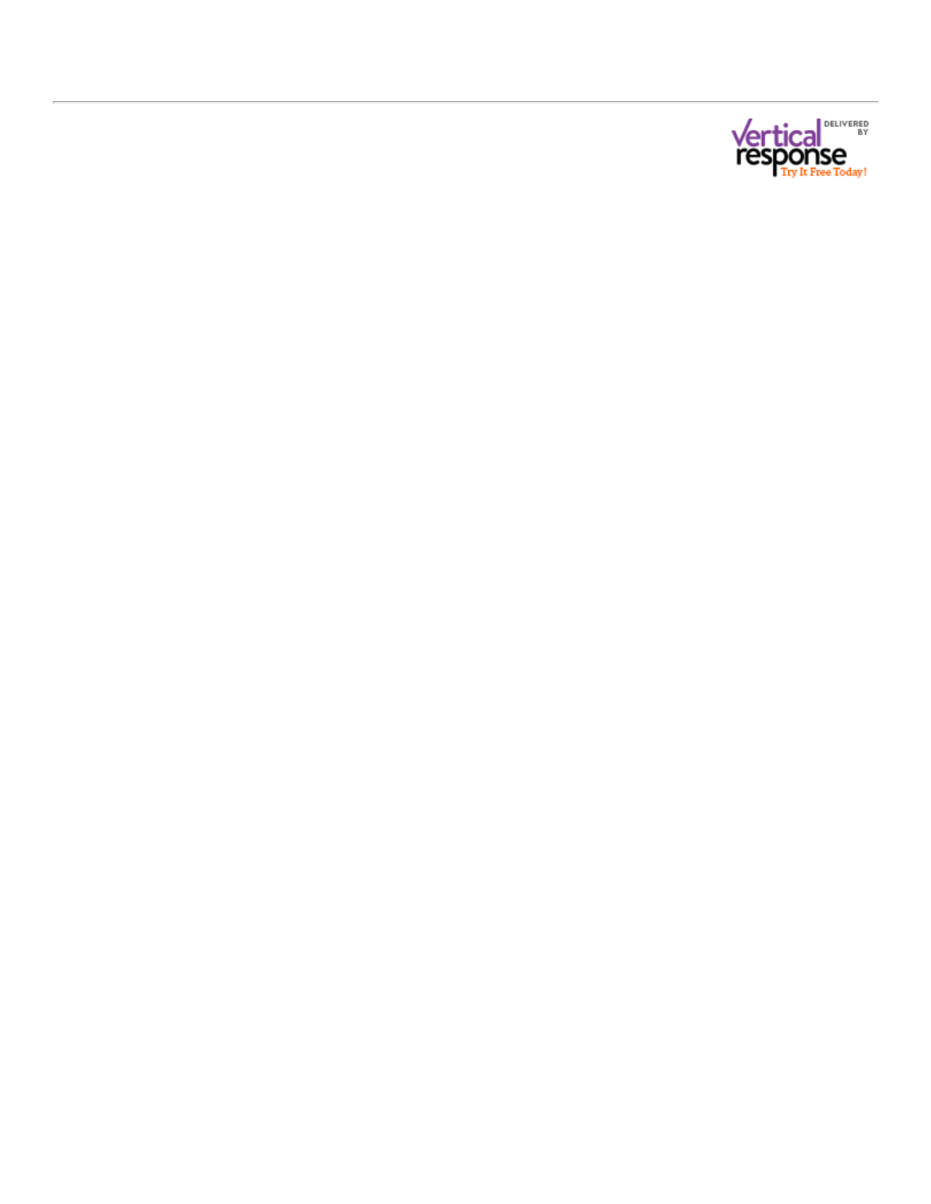DELIVERED BY Vertical response Try It Free Today!